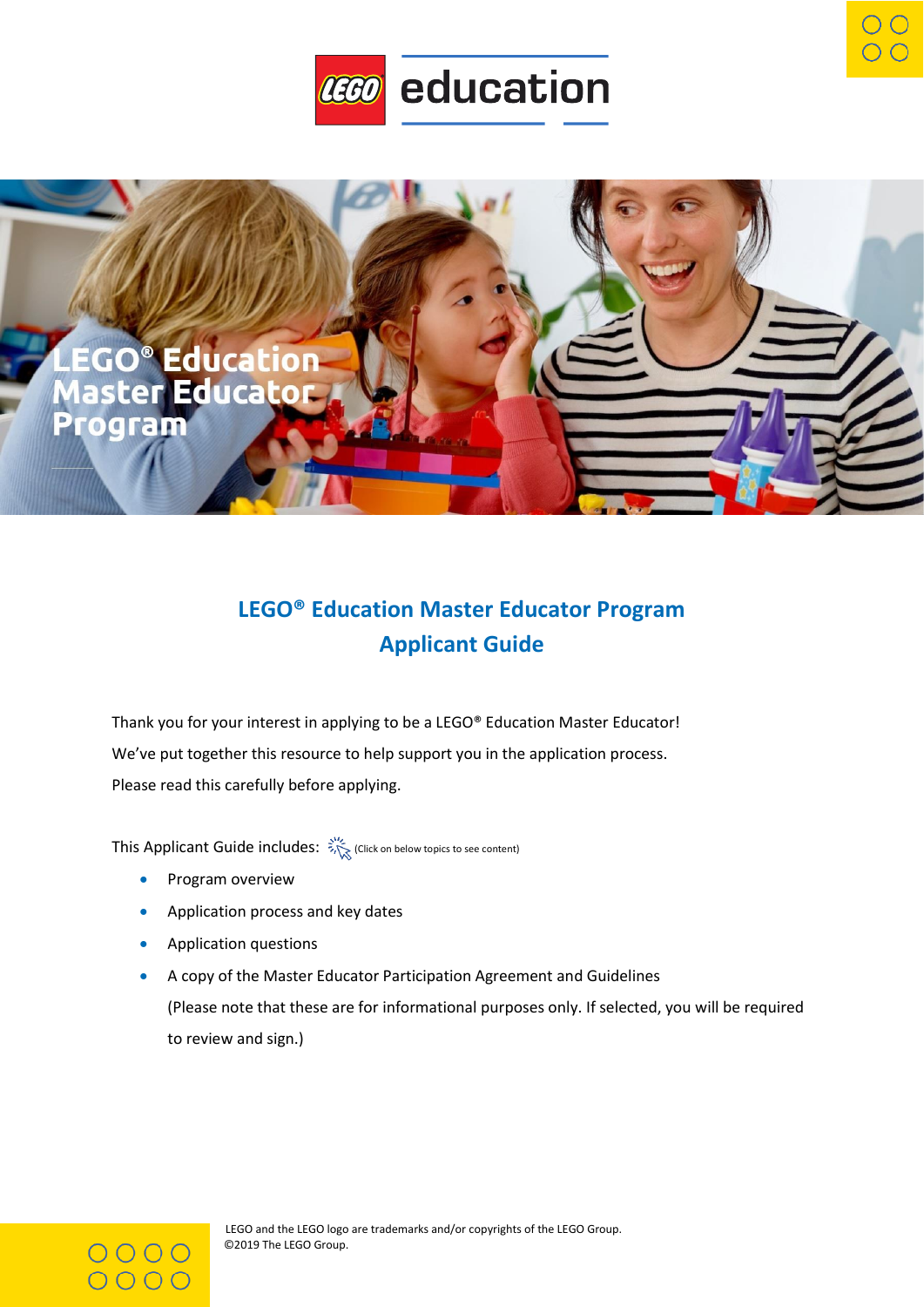# LEGO® Education Master Educator Program

## LEGO® Education Master Educator Program Applicant Guide

Thank you for your interest in applying to be a LEGO® Education Master Educator!

We've put together this resource to help support you in the application process.

Please read this carefully before applying.

This Applicant Guide includes: (Click on below topics to see content)

- Program overview
- Application process and key dates
- Application questions
- A copy of the Master Educator Participation Agreement and Guidelines (Please note that these are for informational purposes only. If selected, you will be required to review and sign.)

LEGO and the LEGO logo are trademarks and/or copyrights of the LEGO Group.
©2019 The LEGO Group.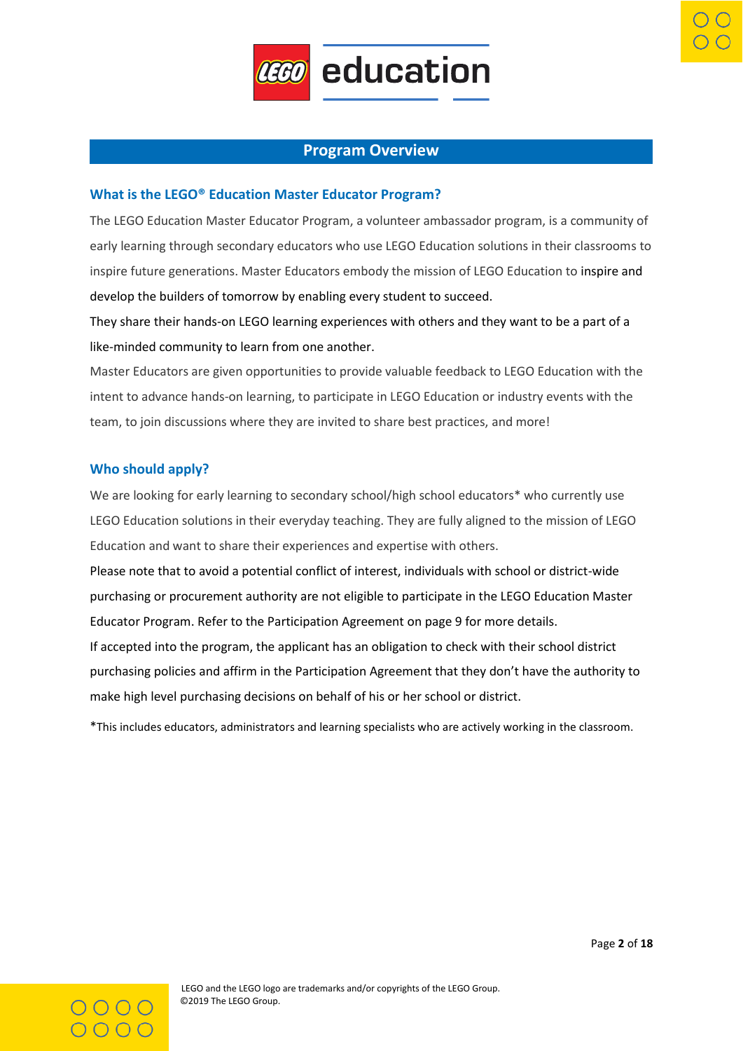## Program Overview

### What is the LEGO® Education Master Educator Program?

The LEGO Education Master Educator Program, a volunteer ambassador program, is a community of early learning through secondary educators who use LEGO Education solutions in their classrooms to inspire future generations. Master Educators embody the mission of LEGO Education to inspire and develop the builders of tomorrow by enabling every student to succeed.

They share their hands-on LEGO learning experiences with others and they want to be a part of a like-minded community to learn from one another.

Master Educators are given opportunities to provide valuable feedback to LEGO Education with the intent to advance hands-on learning, to participate in LEGO Education or industry events with the team, to join discussions where they are invited to share best practices, and more!

### Who should apply?

We are looking for early learning to secondary school/high school educators* who currently use LEGO Education solutions in their everyday teaching. They are fully aligned to the mission of LEGO Education and want to share their experiences and expertise with others.

Please note that to avoid a potential conflict of interest, individuals with school or district-wide purchasing or procurement authority are not eligible to participate in the LEGO Education Master Educator Program. Refer to the Participation Agreement on page 9 for more details.

If accepted into the program, the applicant has an obligation to check with their school district purchasing policies and affirm in the Participation Agreement that they don't have the authority to make high level purchasing decisions on behalf of his or her school or district.

*This includes educators, administrators and learning specialists who are actively working in the classroom.

LEGO and the LEGO logo are trademarks and/or copyrights of the LEGO Group.
©2019 The LEGO Group.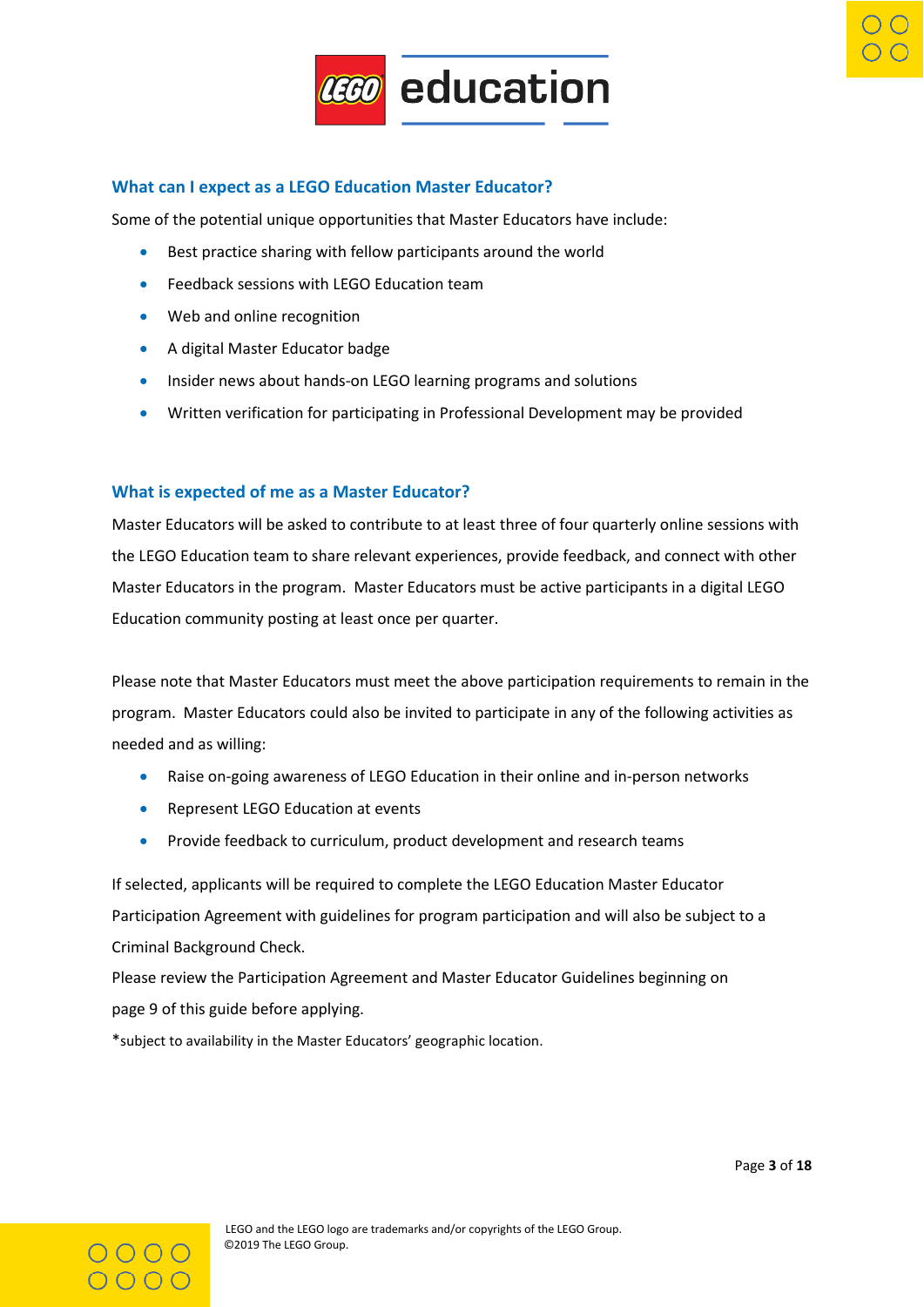## What can I expect as a LEGO Education Master Educator?

Some of the potential unique opportunities that Master Educators have include:

- Best practice sharing with fellow participants around the world
- Feedback sessions with LEGO Education team
- Web and online recognition
- A digital Master Educator badge
- Insider news about hands-on LEGO learning programs and solutions
- Written verification for participating in Professional Development may be provided

## What is expected of me as a Master Educator?

Master Educators will be asked to contribute to at least three of four quarterly online sessions with the LEGO Education team to share relevant experiences, provide feedback, and connect with other Master Educators in the program. Master Educators must be active participants in a digital LEGO Education community posting at least once per quarter.

Please note that Master Educators must meet the above participation requirements to remain in the program. Master Educators could also be invited to participate in any of the following activities as needed and as willing:

- Raise on-going awareness of LEGO Education in their online and in-person networks
- Represent LEGO Education at events
- Provide feedback to curriculum, product development and research teams

If selected, applicants will be required to complete the LEGO Education Master Educator Participation Agreement with guidelines for program participation and will also be subject to a Criminal Background Check.

Please review the Participation Agreement and Master Educator Guidelines beginning on page 9 of this guide before applying.

*subject to availability in the Master Educators' geographic location.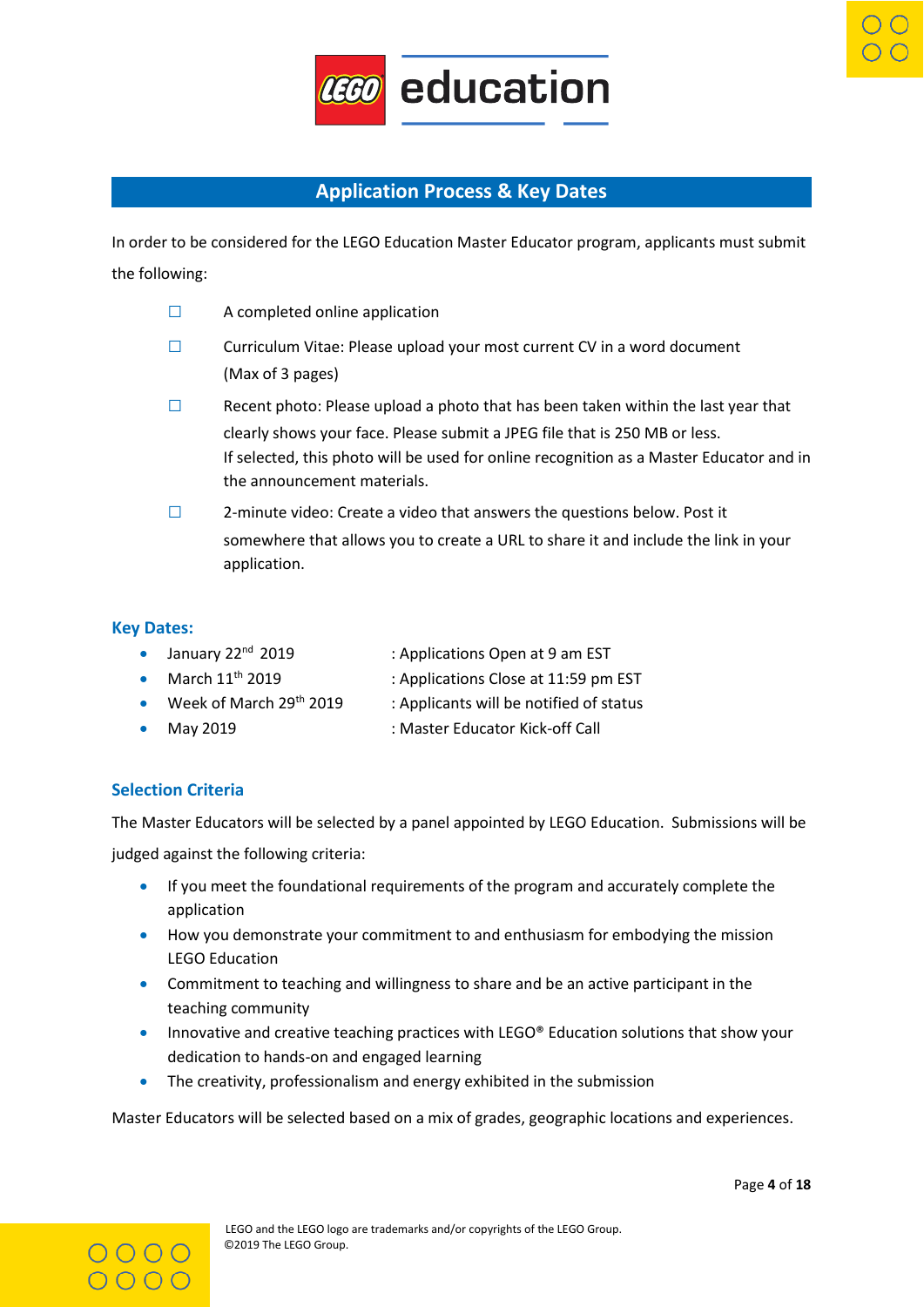## Application Process & Key Dates

In order to be considered for the LEGO Education Master Educator program, applicants must submit the following:

- ☐ A completed online application
- ☐ Curriculum Vitae: Please upload your most current CV in a word document (Max of 3 pages)
- ☐ Recent photo: Please upload a photo that has been taken within the last year that clearly shows your face. Please submit a JPEG file that is 250 MB or less.
  If selected, this photo will be used for online recognition as a Master Educator and in the announcement materials.
- ☐ 2-minute video: Create a video that answers the questions below. Post it somewhere that allows you to create a URL to share it and include the link in your application.

### Key Dates:

- January 22nd 2019 : Applications Open at 9 am EST
- March 11th 2019 : Applications Close at 11:59 pm EST
- Week of March 29th 2019 : Applicants will be notified of status
- May 2019 : Master Educator Kick-off Call

### Selection Criteria

The Master Educators will be selected by a panel appointed by LEGO Education. Submissions will be judged against the following criteria:

- If you meet the foundational requirements of the program and accurately complete the application
- How you demonstrate your commitment to and enthusiasm for embodying the mission LEGO Education
- Commitment to teaching and willingness to share and be an active participant in the teaching community
- Innovative and creative teaching practices with LEGO® Education solutions that show your dedication to hands-on and engaged learning
- The creativity, professionalism and energy exhibited in the submission

Master Educators will be selected based on a mix of grades, geographic locations and experiences.

LEGO and the LEGO logo are trademarks and/or copyrights of the LEGO Group.
©2019 The LEGO Group.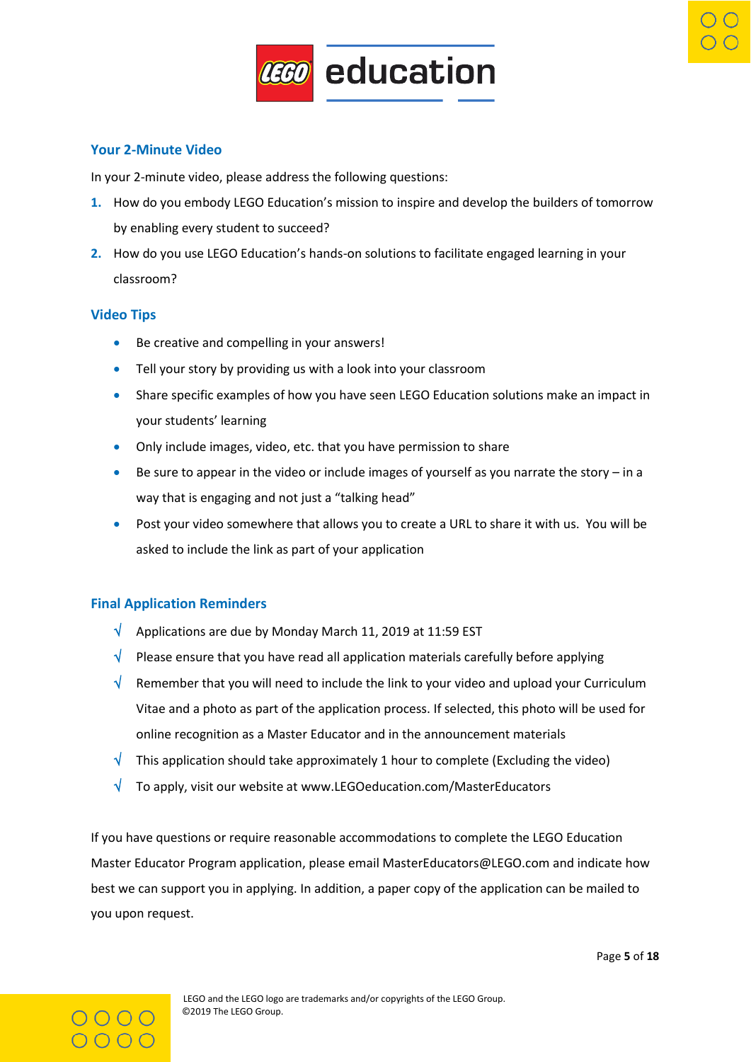## Your 2-Minute Video

In your 2-minute video, please address the following questions:

1. How do you embody LEGO Education's mission to inspire and develop the builders of tomorrow by enabling every student to succeed?
2. How do you use LEGO Education's hands-on solutions to facilitate engaged learning in your classroom?

## Video Tips

- Be creative and compelling in your answers!
- Tell your story by providing us with a look into your classroom
- Share specific examples of how you have seen LEGO Education solutions make an impact in your students' learning
- Only include images, video, etc. that you have permission to share
- Be sure to appear in the video or include images of yourself as you narrate the story – in a way that is engaging and not just a "talking head"
- Post your video somewhere that allows you to create a URL to share it with us. You will be asked to include the link as part of your application

## Final Application Reminders

- √ Applications are due by Monday March 11, 2019 at 11:59 EST
- √ Please ensure that you have read all application materials carefully before applying
- √ Remember that you will need to include the link to your video and upload your Curriculum Vitae and a photo as part of the application process. If selected, this photo will be used for online recognition as a Master Educator and in the announcement materials
- √ This application should take approximately 1 hour to complete (Excluding the video)
- √ To apply, visit our website at www.LEGOeducation.com/MasterEducators

If you have questions or require reasonable accommodations to complete the LEGO Education Master Educator Program application, please email MasterEducators@LEGO.com and indicate how best we can support you in applying. In addition, a paper copy of the application can be mailed to you upon request.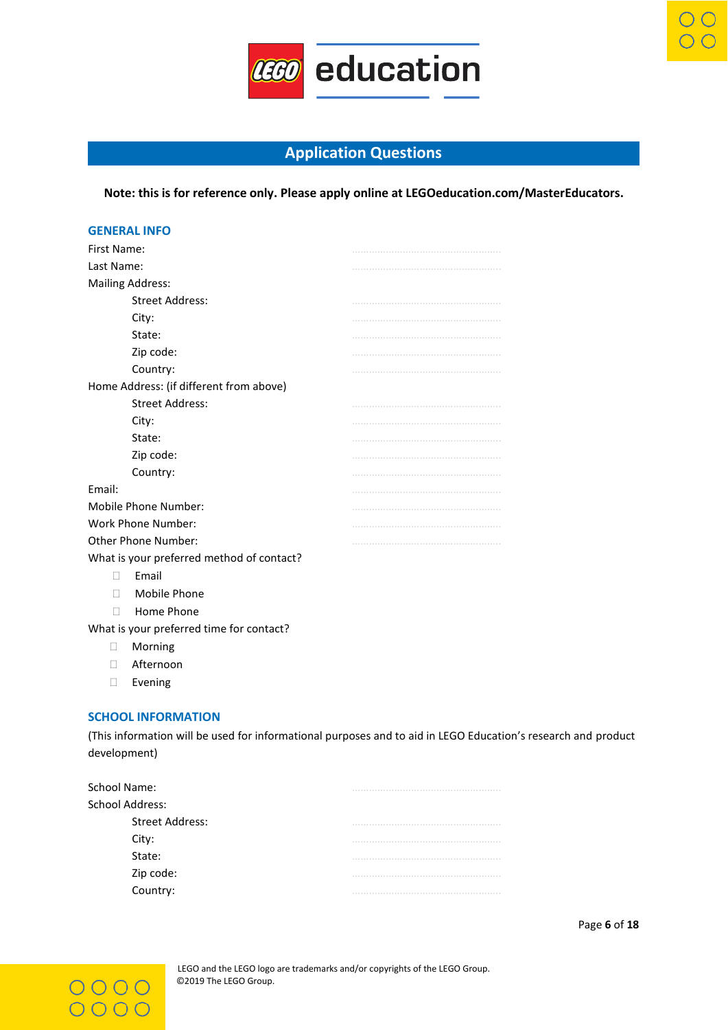## Application Questions

**Note: this is for reference only. Please apply online at LEGOeducation.com/MasterEducators.**

### GENERAL INFO

First Name: ..........................................

Last Name: ..........................................

Mailing Address:

- Street Address: ..........................................
- City: ..........................................
- State: ..........................................
- Zip code: ..........................................
- Country: ..........................................

Home Address: (if different from above)

- Street Address: ..........................................
- City: ..........................................
- State: ..........................................
- Zip code: ..........................................
- Country: ..........................................

Email: ..........................................

Mobile Phone Number: ..........................................

Work Phone Number: ..........................................

Other Phone Number: ..........................................

What is your preferred method of contact?

- ☐ Email
- ☐ Mobile Phone
- ☐ Home Phone

What is your preferred time for contact?

- ☐ Morning
- ☐ Afternoon
- ☐ Evening

### SCHOOL INFORMATION

(This information will be used for informational purposes and to aid in LEGO Education's research and product development)

School Name: ..........................................

School Address:

- Street Address: ..........................................
- City: ..........................................
- State: ..........................................
- Zip code: ..........................................
- Country: ..........................................

LEGO and the LEGO logo are trademarks and/or copyrights of the LEGO Group.
©2019 The LEGO Group.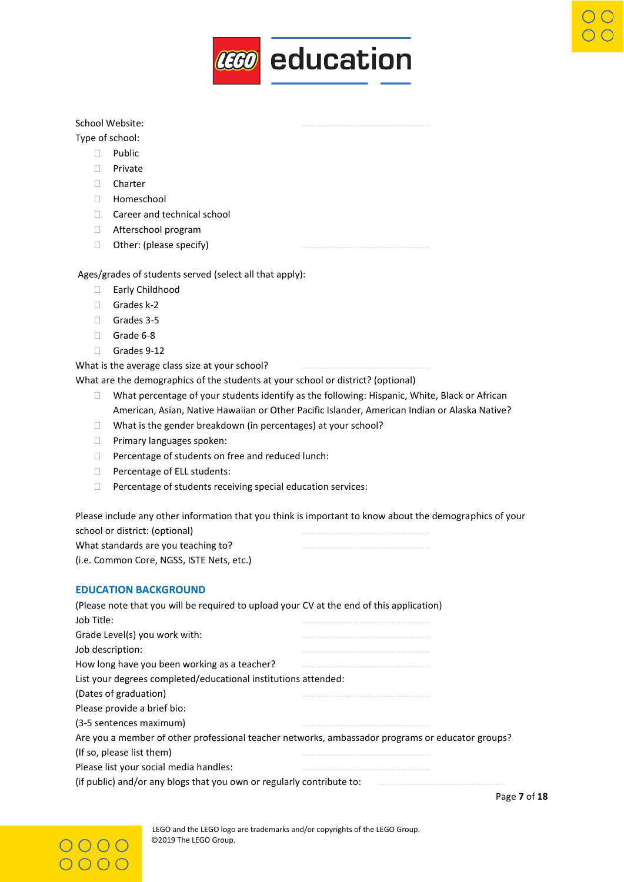School Website: ....................................................

Type of school:

- ☐ Public
- ☐ Private
- ☐ Charter
- ☐ Homeschool
- ☐ Career and technical school
- ☐ Afterschool program
- ☐ Other: (please specify) ....................................................

Ages/grades of students served (select all that apply):

- ☐ Early Childhood
- ☐ Grades k-2
- ☐ Grades 3-5
- ☐ Grade 6-8
- ☐ Grades 9-12

What is the average class size at your school? ....................................................

What are the demographics of the students at your school or district? (optional)

- ☐ What percentage of your students identify as the following: Hispanic, White, Black or African American, Asian, Native Hawaiian or Other Pacific Islander, American Indian or Alaska Native?
- ☐ What is the gender breakdown (in percentages) at your school?
- ☐ Primary languages spoken:
- ☐ Percentage of students on free and reduced lunch:
- ☐ Percentage of ELL students:
- ☐ Percentage of students receiving special education services:

Please include any other information that you think is important to know about the demographics of your school or district: (optional) ....................................................

What standards are you teaching to? ....................................................
(i.e. Common Core, NGSS, ISTE Nets, etc.)

## EDUCATION BACKGROUND

(Please note that you will be required to upload your CV at the end of this application)

Job Title: ....................................................

Grade Level(s) you work with: ....................................................

Job description: ....................................................

How long have you been working as a teacher? ....................................................

List your degrees completed/educational institutions attended:
(Dates of graduation) ....................................................

Please provide a brief bio:
(3-5 sentences maximum) ....................................................

Are you a member of other professional teacher networks, ambassador programs or educator groups?
(If so, please list them) ....................................................

Please list your social media handles: ....................................................
(if public) and/or any blogs that you own or regularly contribute to: ....................................................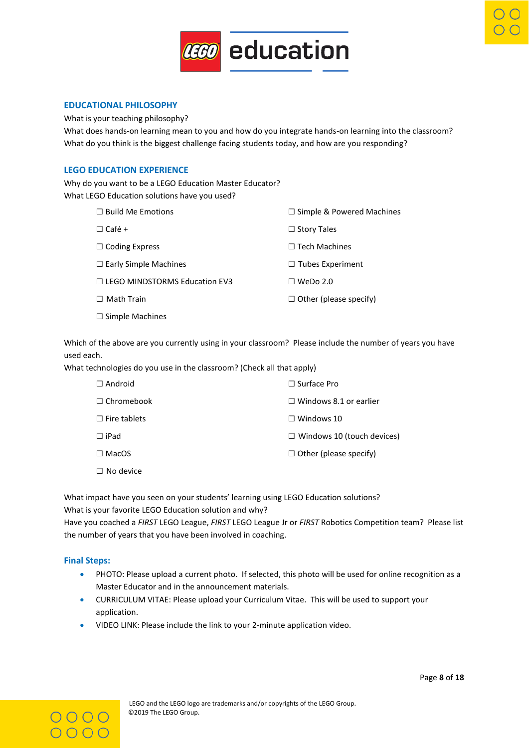## EDUCATIONAL PHILOSOPHY

What is your teaching philosophy?
What does hands-on learning mean to you and how do you integrate hands-on learning into the classroom?
What do you think is the biggest challenge facing students today, and how are you responding?

## LEGO EDUCATION EXPERIENCE

Why do you want to be a LEGO Education Master Educator?
What LEGO Education solutions have you used?

☐ Build Me Emotions
☐ Café +
☐ Coding Express
☐ Early Simple Machines
☐ LEGO MINDSTORMS Education EV3
☐ Math Train
☐ Simple Machines
☐ Simple & Powered Machines
☐ Story Tales
☐ Tech Machines
☐ Tubes Experiment
☐ WeDo 2.0
☐ Other (please specify)

Which of the above are you currently using in your classroom? Please include the number of years you have used each.
What technologies do you use in the classroom? (Check all that apply)

☐ Android
☐ Chromebook
☐ Fire tablets
☐ iPad
☐ MacOS
☐ No device
☐ Surface Pro
☐ Windows 8.1 or earlier
☐ Windows 10
☐ Windows 10 (touch devices)
☐ Other (please specify)

What impact have you seen on your students' learning using LEGO Education solutions?
What is your favorite LEGO Education solution and why?
Have you coached a *FIRST* LEGO League, *FIRST* LEGO League Jr or *FIRST* Robotics Competition team? Please list the number of years that you have been involved in coaching.

## Final Steps:

- PHOTO: Please upload a current photo. If selected, this photo will be used for online recognition as a Master Educator and in the announcement materials.
- CURRICULUM VITAE: Please upload your Curriculum Vitae. This will be used to support your application.
- VIDEO LINK: Please include the link to your 2-minute application video.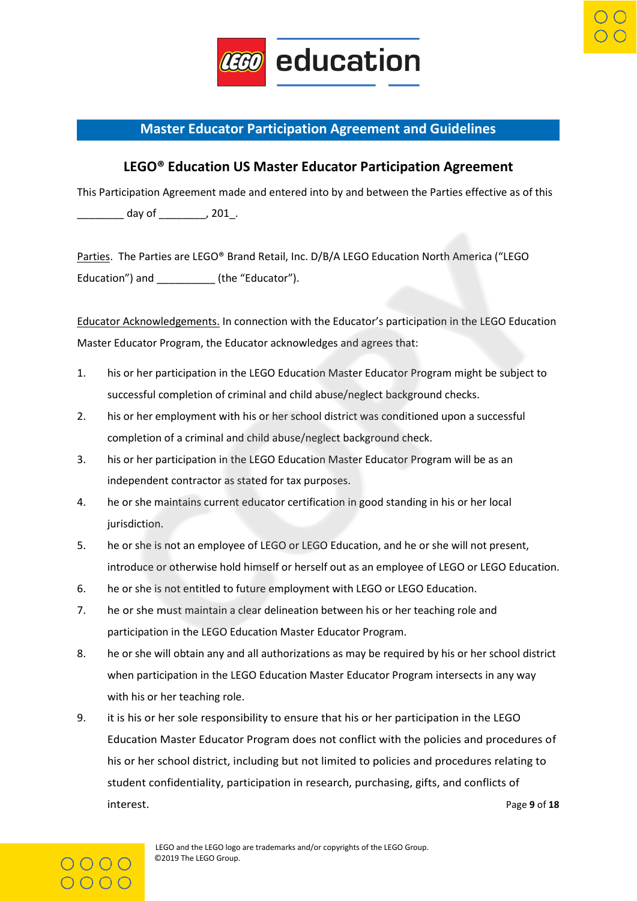## Master Educator Participation Agreement and Guidelines

### LEGO® Education US Master Educator Participation Agreement

This Participation Agreement made and entered into by and between the Parties effective as of this ________ day of ________, 201_.

Parties. The Parties are LEGO® Brand Retail, Inc. D/B/A LEGO Education North America ("LEGO Education") and __________ (the "Educator").

Educator Acknowledgements. In connection with the Educator's participation in the LEGO Education Master Educator Program, the Educator acknowledges and agrees that:

1. his or her participation in the LEGO Education Master Educator Program might be subject to successful completion of criminal and child abuse/neglect background checks.
2. his or her employment with his or her school district was conditioned upon a successful completion of a criminal and child abuse/neglect background check.
3. his or her participation in the LEGO Education Master Educator Program will be as an independent contractor as stated for tax purposes.
4. he or she maintains current educator certification in good standing in his or her local jurisdiction.
5. he or she is not an employee of LEGO or LEGO Education, and he or she will not present, introduce or otherwise hold himself or herself out as an employee of LEGO or LEGO Education.
6. he or she is not entitled to future employment with LEGO or LEGO Education.
7. he or she must maintain a clear delineation between his or her teaching role and participation in the LEGO Education Master Educator Program.
8. he or she will obtain any and all authorizations as may be required by his or her school district when participation in the LEGO Education Master Educator Program intersects in any way with his or her teaching role.
9. it is his or her sole responsibility to ensure that his or her participation in the LEGO Education Master Educator Program does not conflict with the policies and procedures of his or her school district, including but not limited to policies and procedures relating to student confidentiality, participation in research, purchasing, gifts, and conflicts of interest.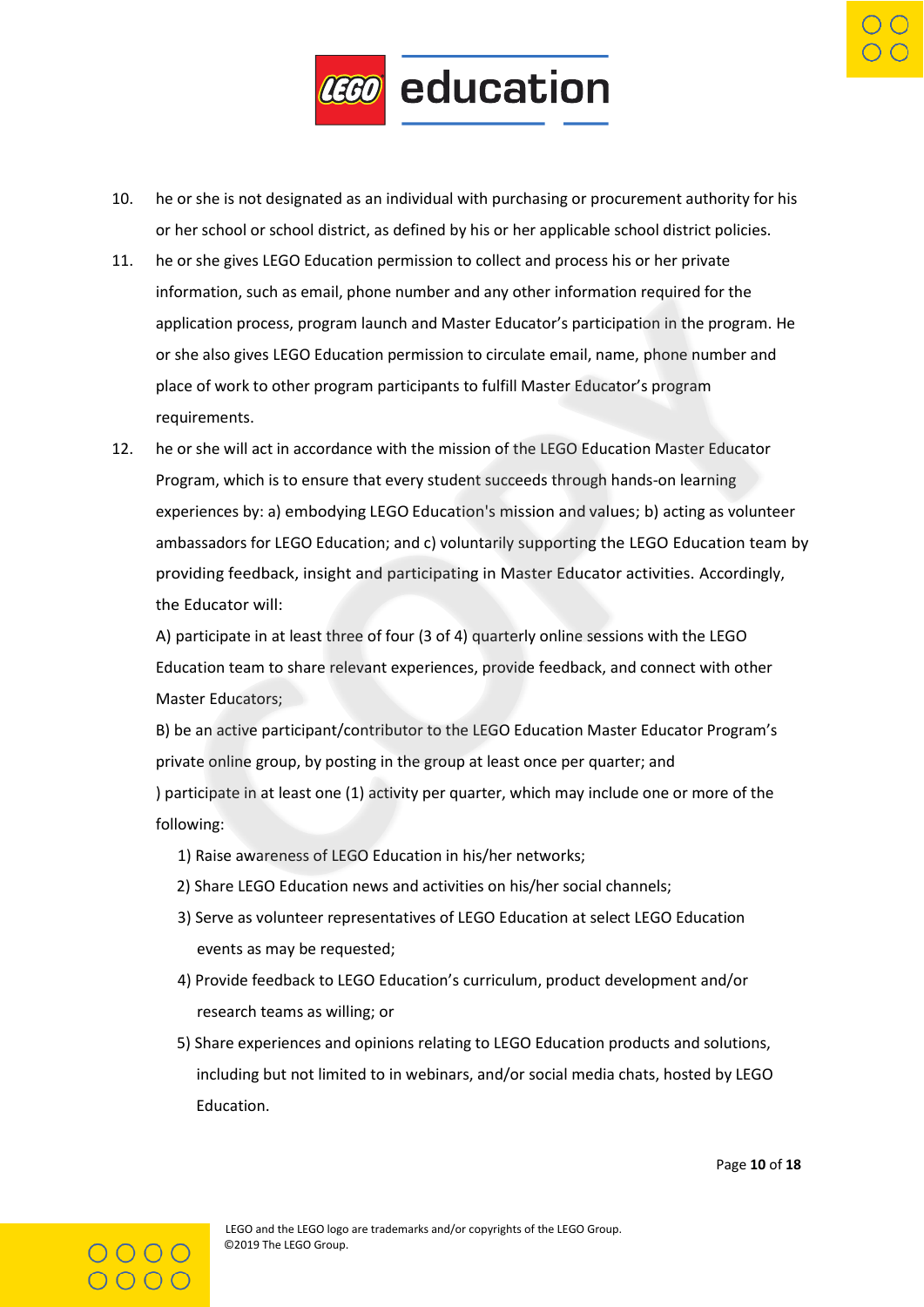10. he or she is not designated as an individual with purchasing or procurement authority for his or her school or school district, as defined by his or her applicable school district policies.
11. he or she gives LEGO Education permission to collect and process his or her private information, such as email, phone number and any other information required for the application process, program launch and Master Educator's participation in the program. He or she also gives LEGO Education permission to circulate email, name, phone number and place of work to other program participants to fulfill Master Educator's program requirements.
12. he or she will act in accordance with the mission of the LEGO Education Master Educator Program, which is to ensure that every student succeeds through hands-on learning experiences by: a) embodying LEGO Education's mission and values; b) acting as volunteer ambassadors for LEGO Education; and c) voluntarily supporting the LEGO Education team by providing feedback, insight and participating in Master Educator activities. Accordingly, the Educator will:

    A) participate in at least three of four (3 of 4) quarterly online sessions with the LEGO Education team to share relevant experiences, provide feedback, and connect with other Master Educators;

    B) be an active participant/contributor to the LEGO Education Master Educator Program's private online group, by posting in the group at least once per quarter; and

    ) participate in at least one (1) activity per quarter, which may include one or more of the following:

    1) Raise awareness of LEGO Education in his/her networks;
    2) Share LEGO Education news and activities on his/her social channels;
    3) Serve as volunteer representatives of LEGO Education at select LEGO Education events as may be requested;
    4) Provide feedback to LEGO Education's curriculum, product development and/or research teams as willing; or
    5) Share experiences and opinions relating to LEGO Education products and solutions, including but not limited to in webinars, and/or social media chats, hosted by LEGO Education.

LEGO and the LEGO logo are trademarks and/or copyrights of the LEGO Group.
©2019 The LEGO Group.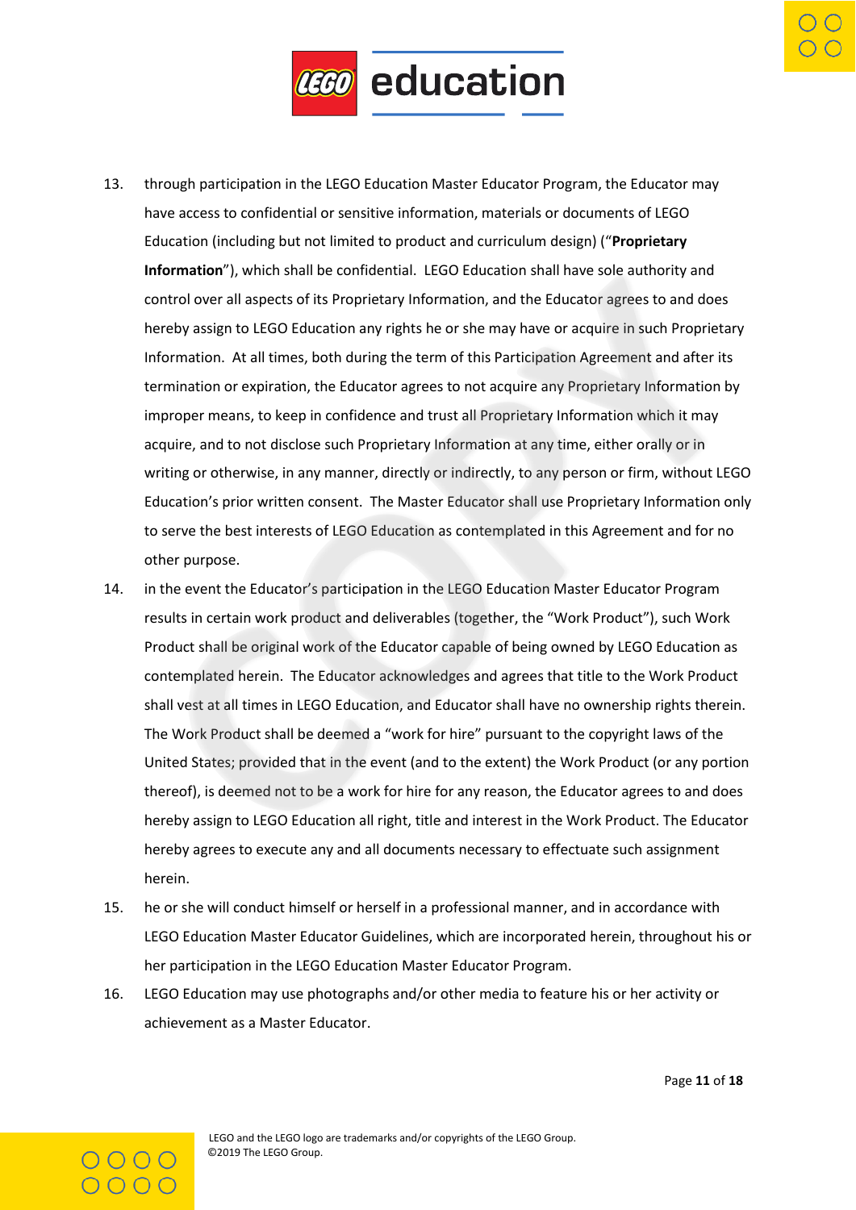13. through participation in the LEGO Education Master Educator Program, the Educator may have access to confidential or sensitive information, materials or documents of LEGO Education (including but not limited to product and curriculum design) ("**Proprietary Information**"), which shall be confidential. LEGO Education shall have sole authority and control over all aspects of its Proprietary Information, and the Educator agrees to and does hereby assign to LEGO Education any rights he or she may have or acquire in such Proprietary Information. At all times, both during the term of this Participation Agreement and after its termination or expiration, the Educator agrees to not acquire any Proprietary Information by improper means, to keep in confidence and trust all Proprietary Information which it may acquire, and to not disclose such Proprietary Information at any time, either orally or in writing or otherwise, in any manner, directly or indirectly, to any person or firm, without LEGO Education's prior written consent. The Master Educator shall use Proprietary Information only to serve the best interests of LEGO Education as contemplated in this Agreement and for no other purpose.
14. in the event the Educator's participation in the LEGO Education Master Educator Program results in certain work product and deliverables (together, the "Work Product"), such Work Product shall be original work of the Educator capable of being owned by LEGO Education as contemplated herein. The Educator acknowledges and agrees that title to the Work Product shall vest at all times in LEGO Education, and Educator shall have no ownership rights therein. The Work Product shall be deemed a "work for hire" pursuant to the copyright laws of the United States; provided that in the event (and to the extent) the Work Product (or any portion thereof), is deemed not to be a work for hire for any reason, the Educator agrees to and does hereby assign to LEGO Education all right, title and interest in the Work Product. The Educator hereby agrees to execute any and all documents necessary to effectuate such assignment herein.
15. he or she will conduct himself or herself in a professional manner, and in accordance with LEGO Education Master Educator Guidelines, which are incorporated herein, throughout his or her participation in the LEGO Education Master Educator Program.
16. LEGO Education may use photographs and/or other media to feature his or her activity or achievement as a Master Educator.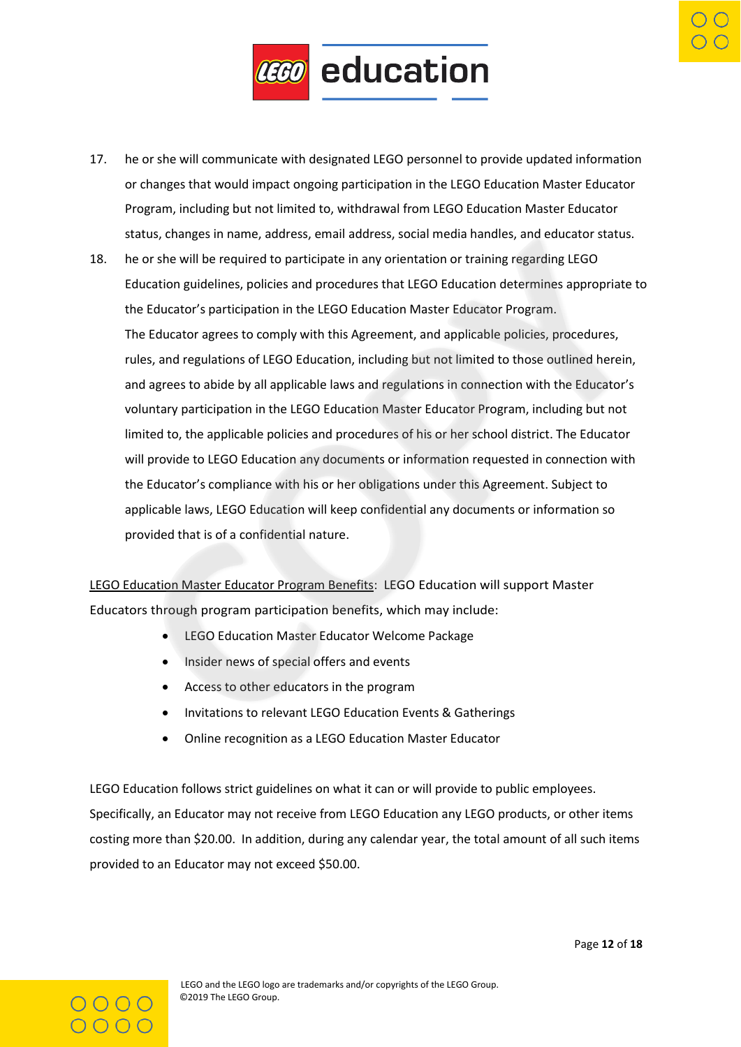17. he or she will communicate with designated LEGO personnel to provide updated information or changes that would impact ongoing participation in the LEGO Education Master Educator Program, including but not limited to, withdrawal from LEGO Education Master Educator status, changes in name, address, email address, social media handles, and educator status.
18. he or she will be required to participate in any orientation or training regarding LEGO Education guidelines, policies and procedures that LEGO Education determines appropriate to the Educator's participation in the LEGO Education Master Educator Program.

    The Educator agrees to comply with this Agreement, and applicable policies, procedures, rules, and regulations of LEGO Education, including but not limited to those outlined herein, and agrees to abide by all applicable laws and regulations in connection with the Educator's voluntary participation in the LEGO Education Master Educator Program, including but not limited to, the applicable policies and procedures of his or her school district. The Educator will provide to LEGO Education any documents or information requested in connection with the Educator's compliance with his or her obligations under this Agreement. Subject to applicable laws, LEGO Education will keep confidential any documents or information so provided that is of a confidential nature.

<u>LEGO Education Master Educator Program Benefits</u>: LEGO Education will support Master Educators through program participation benefits, which may include:

- LEGO Education Master Educator Welcome Package
- Insider news of special offers and events
- Access to other educators in the program
- Invitations to relevant LEGO Education Events & Gatherings
- Online recognition as a LEGO Education Master Educator

LEGO Education follows strict guidelines on what it can or will provide to public employees. Specifically, an Educator may not receive from LEGO Education any LEGO products, or other items costing more than $20.00. In addition, during any calendar year, the total amount of all such items provided to an Educator may not exceed $50.00.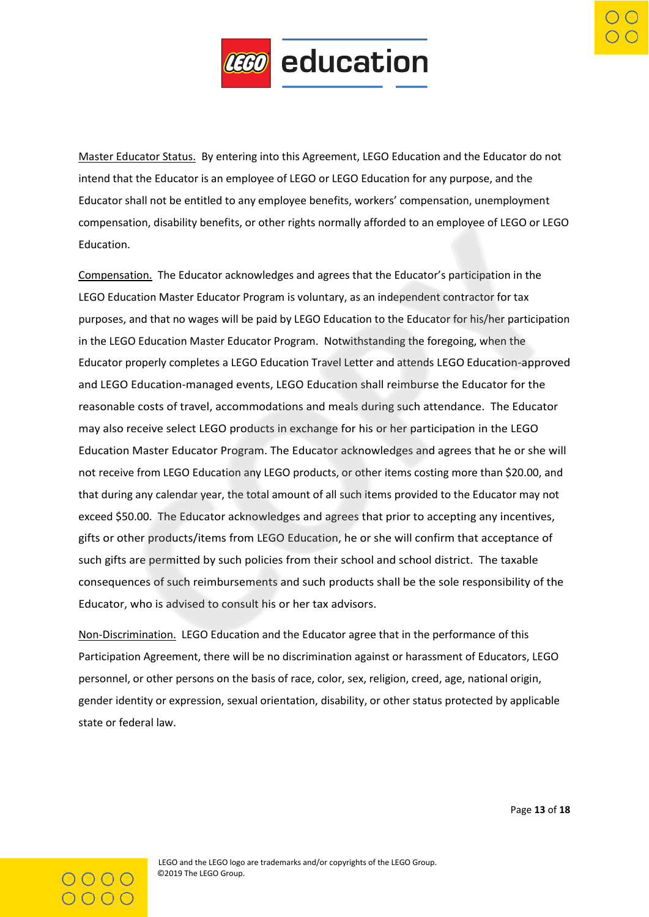Master Educator Status. By entering into this Agreement, LEGO Education and the Educator do not intend that the Educator is an employee of LEGO or LEGO Education for any purpose, and the Educator shall not be entitled to any employee benefits, workers' compensation, unemployment compensation, disability benefits, or other rights normally afforded to an employee of LEGO or LEGO Education.

Compensation. The Educator acknowledges and agrees that the Educator's participation in the LEGO Education Master Educator Program is voluntary, as an independent contractor for tax purposes, and that no wages will be paid by LEGO Education to the Educator for his/her participation in the LEGO Education Master Educator Program. Notwithstanding the foregoing, when the Educator properly completes a LEGO Education Travel Letter and attends LEGO Education-approved and LEGO Education-managed events, LEGO Education shall reimburse the Educator for the reasonable costs of travel, accommodations and meals during such attendance. The Educator may also receive select LEGO products in exchange for his or her participation in the LEGO Education Master Educator Program. The Educator acknowledges and agrees that he or she will not receive from LEGO Education any LEGO products, or other items costing more than $20.00, and that during any calendar year, the total amount of all such items provided to the Educator may not exceed $50.00. The Educator acknowledges and agrees that prior to accepting any incentives, gifts or other products/items from LEGO Education, he or she will confirm that acceptance of such gifts are permitted by such policies from their school and school district. The taxable consequences of such reimbursements and such products shall be the sole responsibility of the Educator, who is advised to consult his or her tax advisors.

Non-Discrimination. LEGO Education and the Educator agree that in the performance of this Participation Agreement, there will be no discrimination against or harassment of Educators, LEGO personnel, or other persons on the basis of race, color, sex, religion, creed, age, national origin, gender identity or expression, sexual orientation, disability, or other status protected by applicable state or federal law.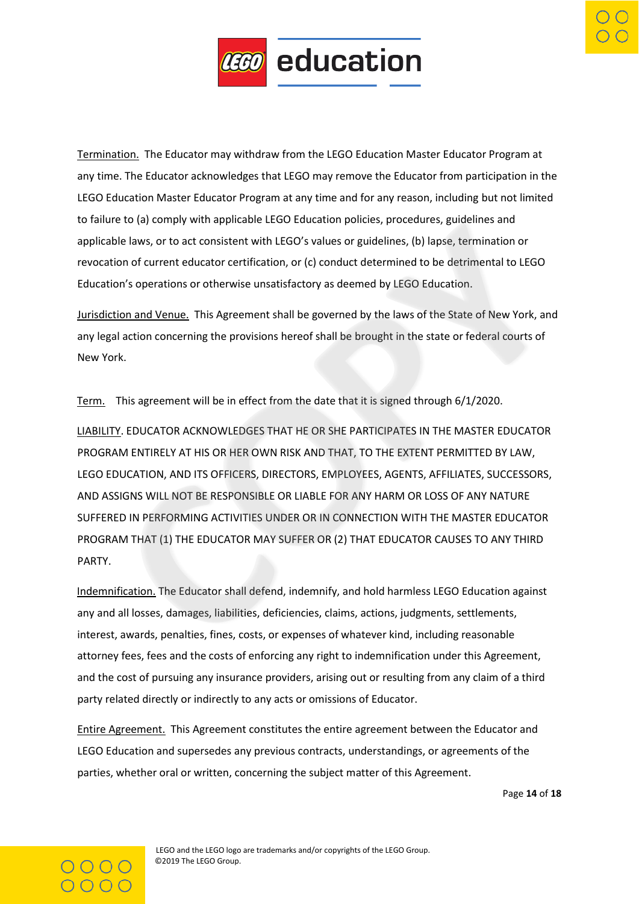Termination. The Educator may withdraw from the LEGO Education Master Educator Program at any time. The Educator acknowledges that LEGO may remove the Educator from participation in the LEGO Education Master Educator Program at any time and for any reason, including but not limited to failure to (a) comply with applicable LEGO Education policies, procedures, guidelines and applicable laws, or to act consistent with LEGO's values or guidelines, (b) lapse, termination or revocation of current educator certification, or (c) conduct determined to be detrimental to LEGO Education's operations or otherwise unsatisfactory as deemed by LEGO Education.

Jurisdiction and Venue. This Agreement shall be governed by the laws of the State of New York, and any legal action concerning the provisions hereof shall be brought in the state or federal courts of New York.

Term. This agreement will be in effect from the date that it is signed through 6/1/2020.

LIABILITY. EDUCATOR ACKNOWLEDGES THAT HE OR SHE PARTICIPATES IN THE MASTER EDUCATOR PROGRAM ENTIRELY AT HIS OR HER OWN RISK AND THAT, TO THE EXTENT PERMITTED BY LAW, LEGO EDUCATION, AND ITS OFFICERS, DIRECTORS, EMPLOYEES, AGENTS, AFFILIATES, SUCCESSORS, AND ASSIGNS WILL NOT BE RESPONSIBLE OR LIABLE FOR ANY HARM OR LOSS OF ANY NATURE SUFFERED IN PERFORMING ACTIVITIES UNDER OR IN CONNECTION WITH THE MASTER EDUCATOR PROGRAM THAT (1) THE EDUCATOR MAY SUFFER OR (2) THAT EDUCATOR CAUSES TO ANY THIRD PARTY.

Indemnification. The Educator shall defend, indemnify, and hold harmless LEGO Education against any and all losses, damages, liabilities, deficiencies, claims, actions, judgments, settlements, interest, awards, penalties, fines, costs, or expenses of whatever kind, including reasonable attorney fees, fees and the costs of enforcing any right to indemnification under this Agreement, and the cost of pursuing any insurance providers, arising out or resulting from any claim of a third party related directly or indirectly to any acts or omissions of Educator.

Entire Agreement. This Agreement constitutes the entire agreement between the Educator and LEGO Education and supersedes any previous contracts, understandings, or agreements of the parties, whether oral or written, concerning the subject matter of this Agreement.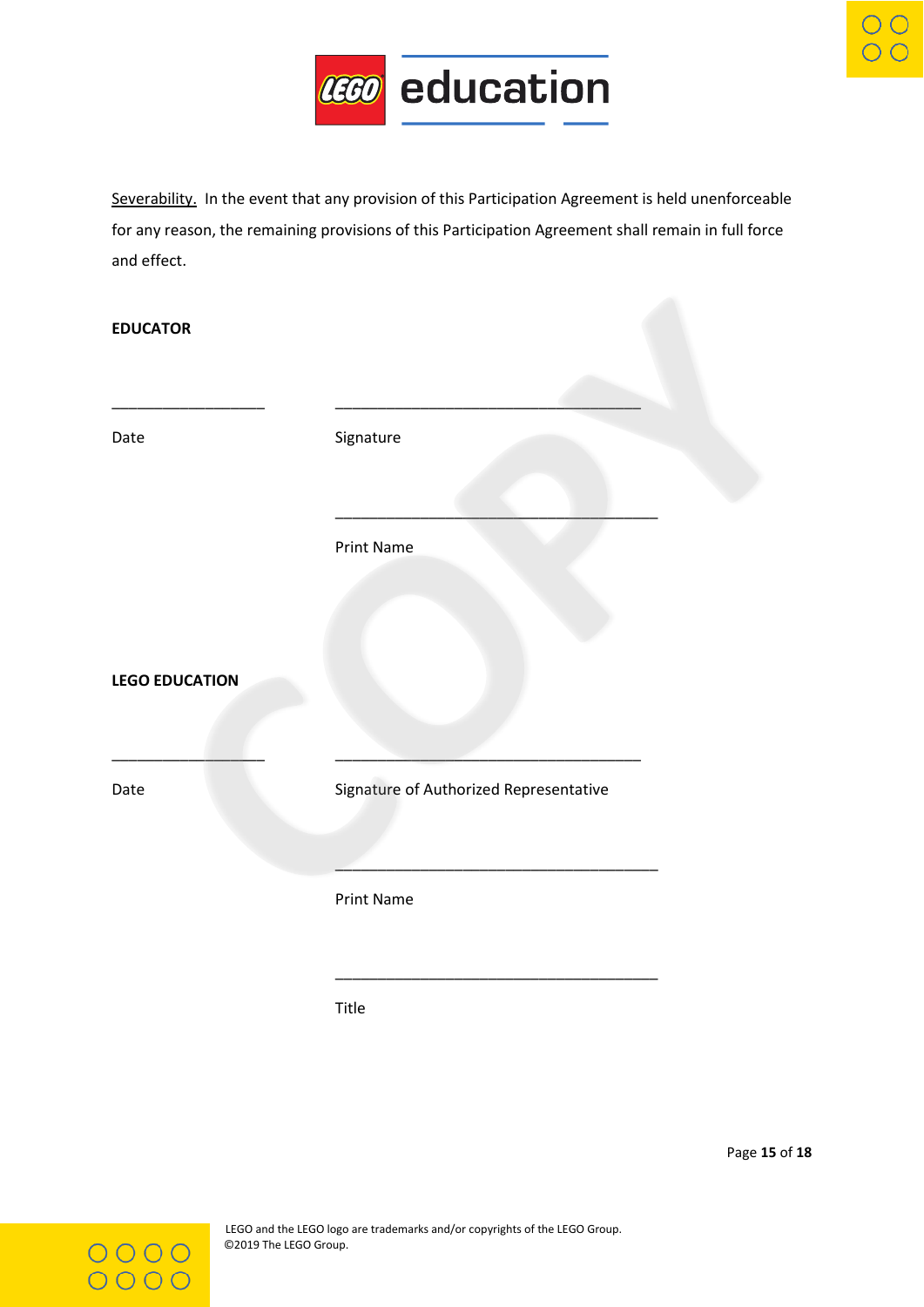<u>Severability.</u> In the event that any provision of this Participation Agreement is held unenforceable for any reason, the remaining provisions of this Participation Agreement shall remain in full force and effect.

**EDUCATOR**

\_\_\_\_\_\_\_\_\_\_\_\_\_\_\_\_\_\_ \_\_\_\_\_\_\_\_\_\_\_\_\_\_\_\_\_\_\_\_\_\_\_\_\_\_\_\_\_\_\_\_\_\_\_\_\_

Date Signature

\_\_\_\_\_\_\_\_\_\_\_\_\_\_\_\_\_\_\_\_\_\_\_\_\_\_\_\_\_\_\_\_\_\_\_\_\_

Print Name

**LEGO EDUCATION**

\_\_\_\_\_\_\_\_\_\_\_\_\_\_\_\_\_\_ \_\_\_\_\_\_\_\_\_\_\_\_\_\_\_\_\_\_\_\_\_\_\_\_\_\_\_\_\_\_\_\_\_\_\_\_\_

Date Signature of Authorized Representative

\_\_\_\_\_\_\_\_\_\_\_\_\_\_\_\_\_\_\_\_\_\_\_\_\_\_\_\_\_\_\_\_\_\_\_\_\_

Print Name

\_\_\_\_\_\_\_\_\_\_\_\_\_\_\_\_\_\_\_\_\_\_\_\_\_\_\_\_\_\_\_\_\_\_\_\_\_

Title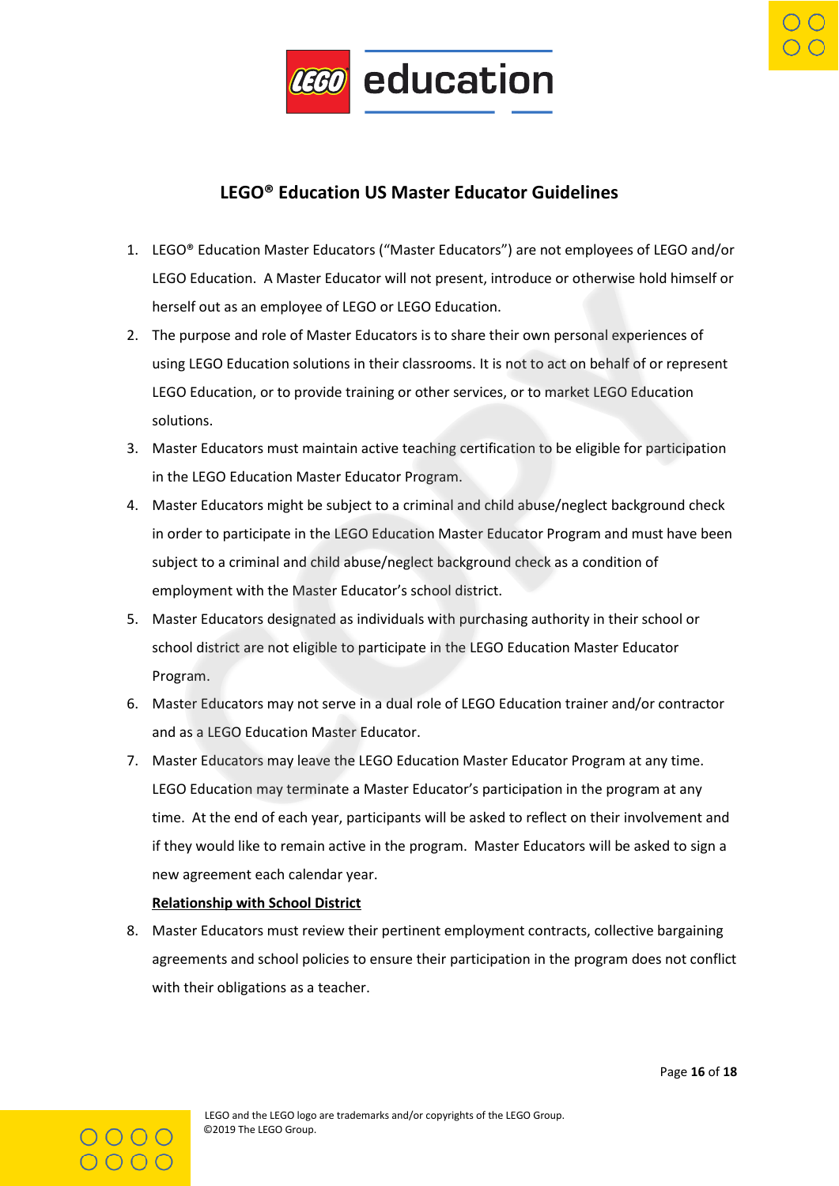## LEGO® Education US Master Educator Guidelines

1. LEGO® Education Master Educators ("Master Educators") are not employees of LEGO and/or LEGO Education. A Master Educator will not present, introduce or otherwise hold himself or herself out as an employee of LEGO or LEGO Education.
2. The purpose and role of Master Educators is to share their own personal experiences of using LEGO Education solutions in their classrooms. It is not to act on behalf of or represent LEGO Education, or to provide training or other services, or to market LEGO Education solutions.
3. Master Educators must maintain active teaching certification to be eligible for participation in the LEGO Education Master Educator Program.
4. Master Educators might be subject to a criminal and child abuse/neglect background check in order to participate in the LEGO Education Master Educator Program and must have been subject to a criminal and child abuse/neglect background check as a condition of employment with the Master Educator's school district.
5. Master Educators designated as individuals with purchasing authority in their school or school district are not eligible to participate in the LEGO Education Master Educator Program.
6. Master Educators may not serve in a dual role of LEGO Education trainer and/or contractor and as a LEGO Education Master Educator.
7. Master Educators may leave the LEGO Education Master Educator Program at any time. LEGO Education may terminate a Master Educator's participation in the program at any time. At the end of each year, participants will be asked to reflect on their involvement and if they would like to remain active in the program. Master Educators will be asked to sign a new agreement each calendar year.

**Relationship with School District**

8. Master Educators must review their pertinent employment contracts, collective bargaining agreements and school policies to ensure their participation in the program does not conflict with their obligations as a teacher.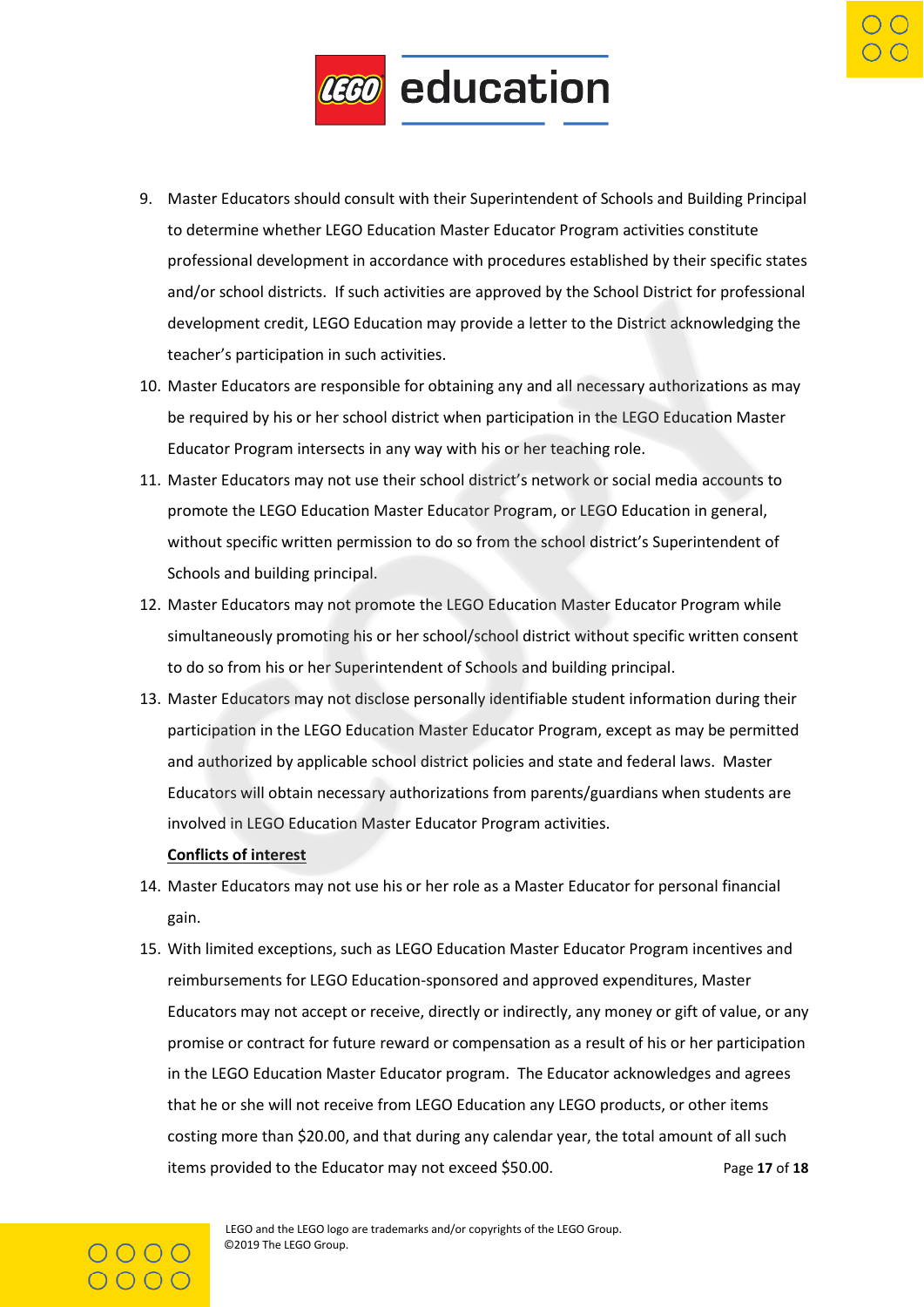9. Master Educators should consult with their Superintendent of Schools and Building Principal to determine whether LEGO Education Master Educator Program activities constitute professional development in accordance with procedures established by their specific states and/or school districts. If such activities are approved by the School District for professional development credit, LEGO Education may provide a letter to the District acknowledging the teacher's participation in such activities.
10. Master Educators are responsible for obtaining any and all necessary authorizations as may be required by his or her school district when participation in the LEGO Education Master Educator Program intersects in any way with his or her teaching role.
11. Master Educators may not use their school district's network or social media accounts to promote the LEGO Education Master Educator Program, or LEGO Education in general, without specific written permission to do so from the school district's Superintendent of Schools and building principal.
12. Master Educators may not promote the LEGO Education Master Educator Program while simultaneously promoting his or her school/school district without specific written consent to do so from his or her Superintendent of Schools and building principal.
13. Master Educators may not disclose personally identifiable student information during their participation in the LEGO Education Master Educator Program, except as may be permitted and authorized by applicable school district policies and state and federal laws. Master Educators will obtain necessary authorizations from parents/guardians when students are involved in LEGO Education Master Educator Program activities.

**Conflicts of interest**

14. Master Educators may not use his or her role as a Master Educator for personal financial gain.
15. With limited exceptions, such as LEGO Education Master Educator Program incentives and reimbursements for LEGO Education-sponsored and approved expenditures, Master Educators may not accept or receive, directly or indirectly, any money or gift of value, or any promise or contract for future reward or compensation as a result of his or her participation in the LEGO Education Master Educator program. The Educator acknowledges and agrees that he or she will not receive from LEGO Education any LEGO products, or other items costing more than $20.00, and that during any calendar year, the total amount of all such items provided to the Educator may not exceed $50.00.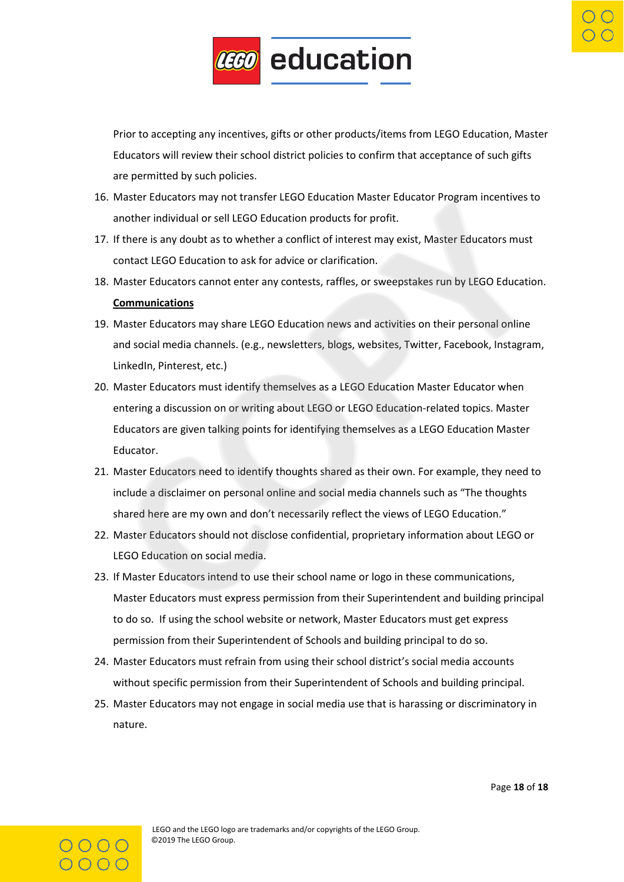Prior to accepting any incentives, gifts or other products/items from LEGO Education, Master Educators will review their school district policies to confirm that acceptance of such gifts are permitted by such policies.

16. Master Educators may not transfer LEGO Education Master Educator Program incentives to another individual or sell LEGO Education products for profit.
17. If there is any doubt as to whether a conflict of interest may exist, Master Educators must contact LEGO Education to ask for advice or clarification.
18. Master Educators cannot enter any contests, raffles, or sweepstakes run by LEGO Education.

**Communications**

19. Master Educators may share LEGO Education news and activities on their personal online and social media channels. (e.g., newsletters, blogs, websites, Twitter, Facebook, Instagram, LinkedIn, Pinterest, etc.)
20. Master Educators must identify themselves as a LEGO Education Master Educator when entering a discussion on or writing about LEGO or LEGO Education-related topics. Master Educators are given talking points for identifying themselves as a LEGO Education Master Educator.
21. Master Educators need to identify thoughts shared as their own. For example, they need to include a disclaimer on personal online and social media channels such as "The thoughts shared here are my own and don't necessarily reflect the views of LEGO Education."
22. Master Educators should not disclose confidential, proprietary information about LEGO or LEGO Education on social media.
23. If Master Educators intend to use their school name or logo in these communications, Master Educators must express permission from their Superintendent and building principal to do so. If using the school website or network, Master Educators must get express permission from their Superintendent of Schools and building principal to do so.
24. Master Educators must refrain from using their school district's social media accounts without specific permission from their Superintendent of Schools and building principal.
25. Master Educators may not engage in social media use that is harassing or discriminatory in nature.

LEGO and the LEGO logo are trademarks and/or copyrights of the LEGO Group.
©2019 The LEGO Group.